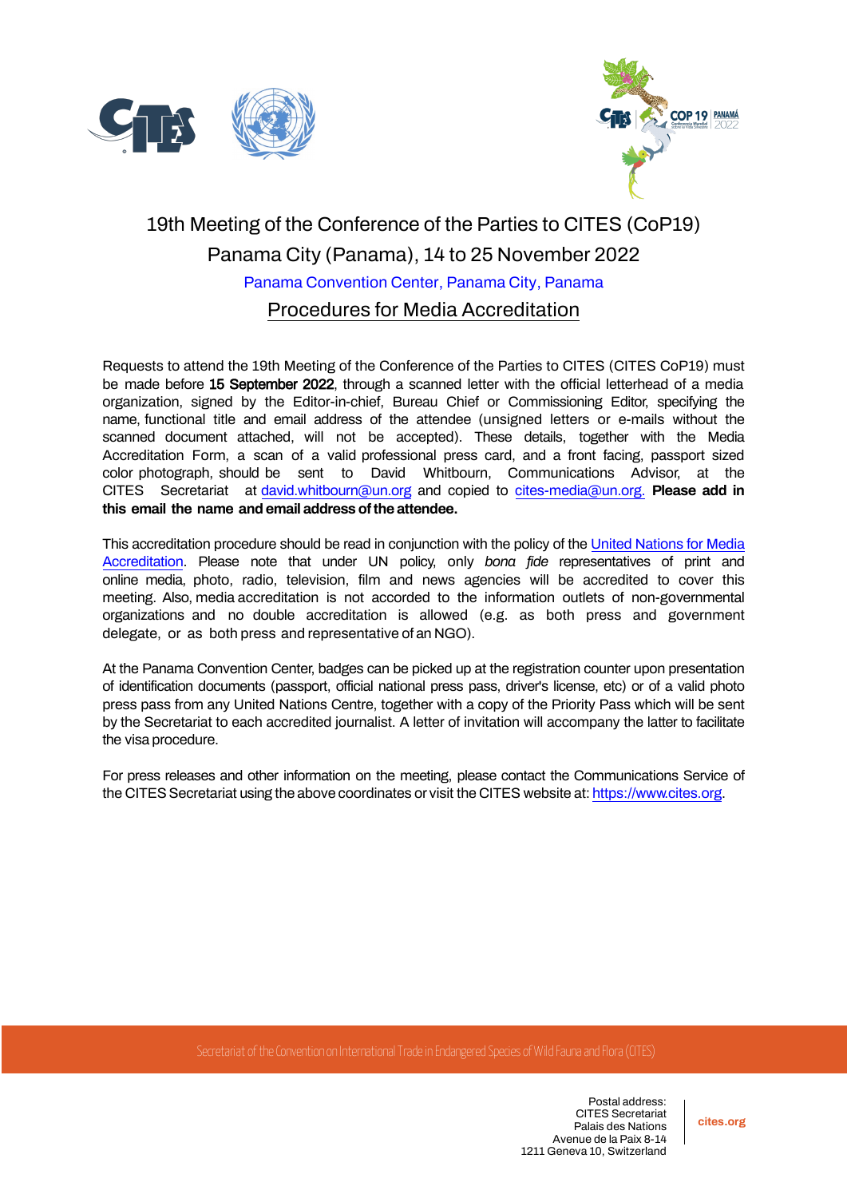# 19th Meeting of the Conference of the Parties to CITES (CoP19)

## Panama City (Panama), 14 to 25 November 2022

Panama Convention Center, Panama City, Panama

## Procedures for Media Accreditation

Requests to attend the 19th Meeting of the Conference of the Parties to CITES (CITES CoP19) must be made before **15 September 2022**, through a scanned letter with the official letterhead of a media organization, signed by the Editor-in-chief, Bureau Chief or Commissioning Editor, specifying the name, functional title and email address of the attendee (unsigned letters or e-mails without the scanned document attached, will not be accepted). These details, together with the Media Accreditation Form, a scan of a valid professional press card, and a front facing, passport sized color photograph, should be sent to David Whitbourn, Communications Advisor, at the CITES Secretariat at david.whitbourn@un.org and copied to cites-media@un.org. **Please add in this email the name and email address of the attendee.**

This accreditation procedure should be read in conjunction with the policy of the United Nations for Media Accreditation. Please note that under UN policy, only *bona fide* representatives of print and online media, photo, radio, television, film and news agencies will be accredited to cover this meeting. Also, media accreditation is not accorded to the information outlets of non-governmental organizations and no double accreditation is allowed (e.g. as both press and government delegate, or as both press and representative of an NGO).

At the Panama Convention Center, badges can be picked up at the registration counter upon presentation of identification documents (passport, official national press pass, driver's license, etc) or of a valid photo press pass from any United Nations Centre, together with a copy of the Priority Pass which will be sent by the Secretariat to each accredited journalist. A letter of invitation will accompany the latter to facilitate the visa procedure.

For press releases and other information on the meeting, please contact the Communications Service of the CITES Secretariat using the above coordinates or visit the CITES website at: https://www.cites.org.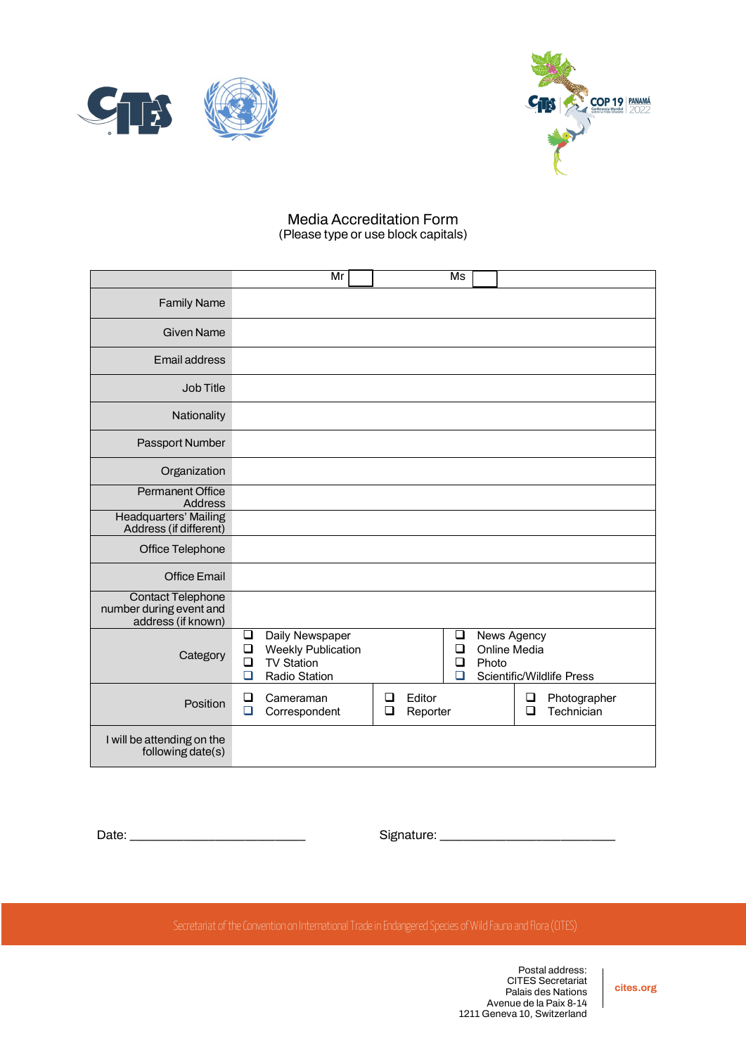# Media Accreditation Form

(Please type or use block capitals)

| | | | |
|---|---|---|---|
| | Mr ☐ | Ms ☐ | |
| Family Name | | | |
| Given Name | | | |
| Email address | | | |
| Job Title | | | |
| Nationality | | | |
| Passport Number | | | |
| Organization | | | |
| Permanent Office Address | | | |
| Headquarters' Mailing Address (if different) | | | |
| Office Telephone | | | |
| Office Email | | | |
| Contact Telephone number during event and address (if known) | | | |
| Category | ❑ Daily Newspaper<br>❑ Weekly Publication<br>❑ TV Station<br>❑ Radio Station | ❑ News Agency<br>❑ Online Media<br>❑ Photo<br>❑ Scientific/Wildlife Press | |
| Position | ❑ Cameraman<br>❑ Correspondent | ❑ Editor<br>❑ Reporter | ❑ Photographer<br>❑ Technician |
| I will be attending on the following date(s) | | | |

Date: _________________________ Signature: _________________________

Secretariat of the Convention on International Trade in Endangered Species of Wild Fauna and Flora (CITES)

Postal address:
CITES Secretariat
Palais des Nations
Avenue de la Paix 8-14
1211 Geneva 10, Switzerland

cites.org